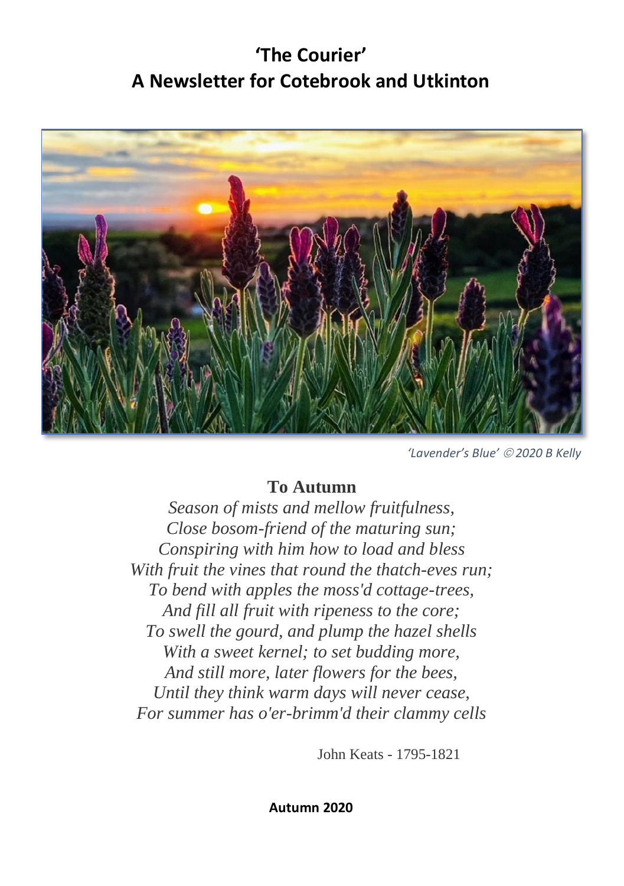# 'The Courier'
# A Newsletter for Cotebrook and Utkinton

*'Lavender's Blue' © 2020 B Kelly*

## To Autumn

*Season of mists and mellow fruitfulness,*
*Close bosom-friend of the maturing sun;*
*Conspiring with him how to load and bless*
*With fruit the vines that round the thatch-eves run;*
*To bend with apples the moss'd cottage-trees,*
*And fill all fruit with ripeness to the core;*
*To swell the gourd, and plump the hazel shells*
*With a sweet kernel; to set budding more,*
*And still more, later flowers for the bees,*
*Until they think warm days will never cease,*
*For summer has o'er-brimm'd their clammy cells*

John Keats - 1795-1821

**Autumn 2020**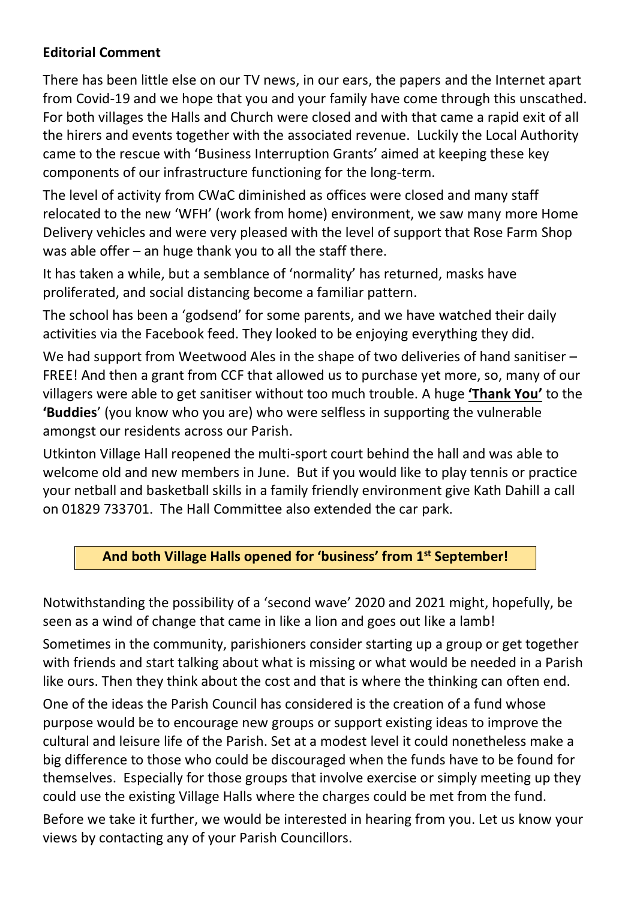**Editorial Comment**

There has been little else on our TV news, in our ears, the papers and the Internet apart from Covid-19 and we hope that you and your family have come through this unscathed. For both villages the Halls and Church were closed and with that came a rapid exit of all the hirers and events together with the associated revenue. Luckily the Local Authority came to the rescue with 'Business Interruption Grants' aimed at keeping these key components of our infrastructure functioning for the long-term.

The level of activity from CWaC diminished as offices were closed and many staff relocated to the new 'WFH' (work from home) environment, we saw many more Home Delivery vehicles and were very pleased with the level of support that Rose Farm Shop was able offer – an huge thank you to all the staff there.

It has taken a while, but a semblance of 'normality' has returned, masks have proliferated, and social distancing become a familiar pattern.

The school has been a 'godsend' for some parents, and we have watched their daily activities via the Facebook feed. They looked to be enjoying everything they did.

We had support from Weetwood Ales in the shape of two deliveries of hand sanitiser – FREE! And then a grant from CCF that allowed us to purchase yet more, so, many of our villagers were able to get sanitiser without too much trouble. A huge **'Thank You'** to the **'Buddies**' (you know who you are) who were selfless in supporting the vulnerable amongst our residents across our Parish.

Utkinton Village Hall reopened the multi-sport court behind the hall and was able to welcome old and new members in June. But if you would like to play tennis or practice your netball and basketball skills in a family friendly environment give Kath Dahill a call on 01829 733701. The Hall Committee also extended the car park.

**And both Village Halls opened for 'business' from 1st September!**

Notwithstanding the possibility of a 'second wave' 2020 and 2021 might, hopefully, be seen as a wind of change that came in like a lion and goes out like a lamb!

Sometimes in the community, parishioners consider starting up a group or get together with friends and start talking about what is missing or what would be needed in a Parish like ours. Then they think about the cost and that is where the thinking can often end.

One of the ideas the Parish Council has considered is the creation of a fund whose purpose would be to encourage new groups or support existing ideas to improve the cultural and leisure life of the Parish. Set at a modest level it could nonetheless make a big difference to those who could be discouraged when the funds have to be found for themselves. Especially for those groups that involve exercise or simply meeting up they could use the existing Village Halls where the charges could be met from the fund.

Before we take it further, we would be interested in hearing from you. Let us know your views by contacting any of your Parish Councillors.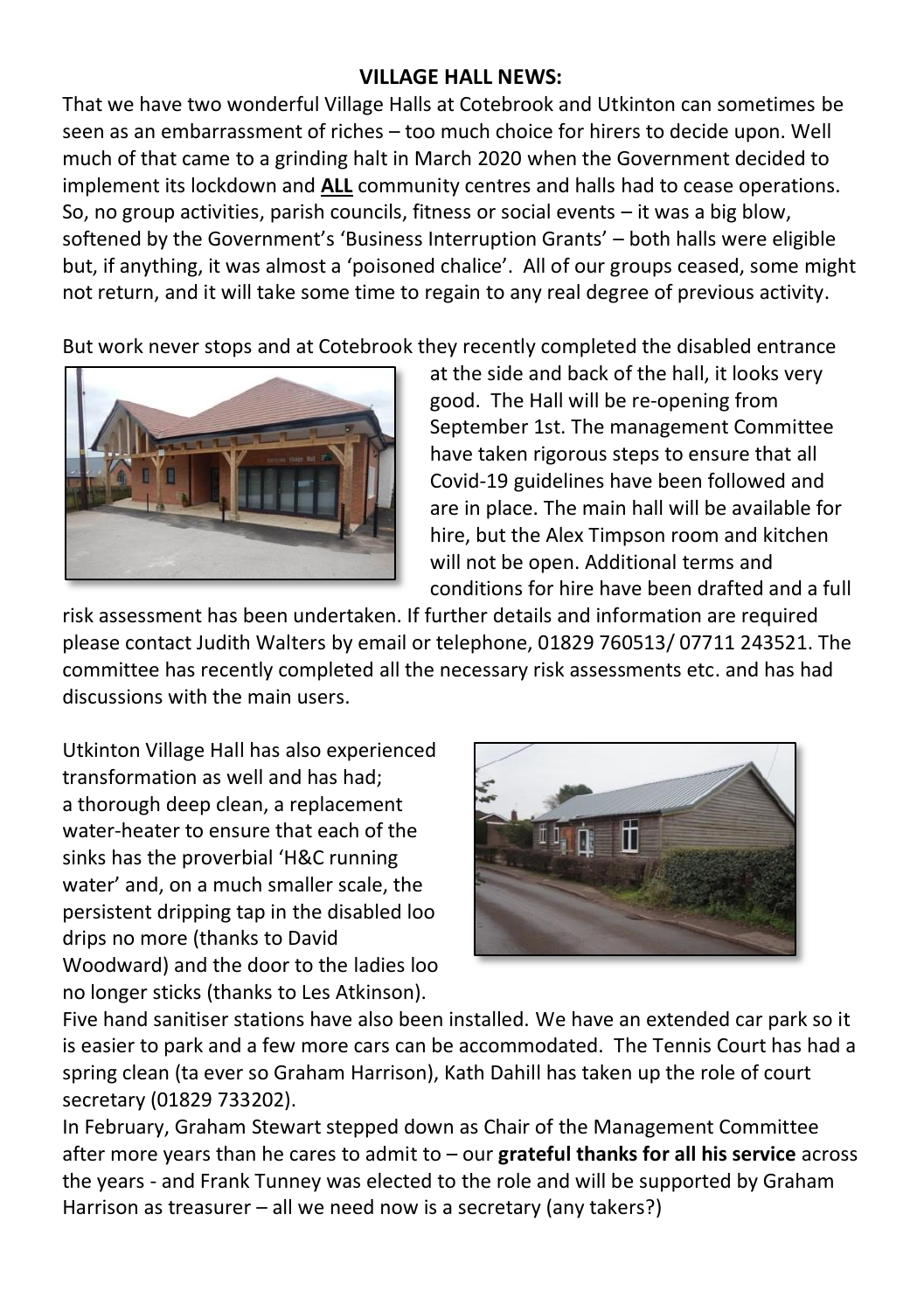**VILLAGE HALL NEWS:**

That we have two wonderful Village Halls at Cotebrook and Utkinton can sometimes be seen as an embarrassment of riches – too much choice for hirers to decide upon. Well much of that came to a grinding halt in March 2020 when the Government decided to implement its lockdown and **ALL** community centres and halls had to cease operations. So, no group activities, parish councils, fitness or social events – it was a big blow, softened by the Government's 'Business Interruption Grants' – both halls were eligible but, if anything, it was almost a 'poisoned chalice'. All of our groups ceased, some might not return, and it will take some time to regain to any real degree of previous activity.

But work never stops and at Cotebrook they recently completed the disabled entrance at the side and back of the hall, it looks very good. The Hall will be re-opening from September 1st. The management Committee have taken rigorous steps to ensure that all Covid-19 guidelines have been followed and are in place. The main hall will be available for hire, but the Alex Timpson room and kitchen will not be open. Additional terms and conditions for hire have been drafted and a full risk assessment has been undertaken. If further details and information are required please contact Judith Walters by email or telephone, 01829 760513/ 07711 243521. The committee has recently completed all the necessary risk assessments etc. and has had discussions with the main users.

Utkinton Village Hall has also experienced transformation as well and has had; a thorough deep clean, a replacement water-heater to ensure that each of the sinks has the proverbial 'H&C running water' and, on a much smaller scale, the persistent dripping tap in the disabled loo drips no more (thanks to David Woodward) and the door to the ladies loo no longer sticks (thanks to Les Atkinson). Five hand sanitiser stations have also been installed. We have an extended car park so it is easier to park and a few more cars can be accommodated. The Tennis Court has had a spring clean (ta ever so Graham Harrison), Kath Dahill has taken up the role of court secretary (01829 733202).

In February, Graham Stewart stepped down as Chair of the Management Committee after more years than he cares to admit to – our **grateful thanks for all his service** across the years - and Frank Tunney was elected to the role and will be supported by Graham Harrison as treasurer – all we need now is a secretary (any takers?)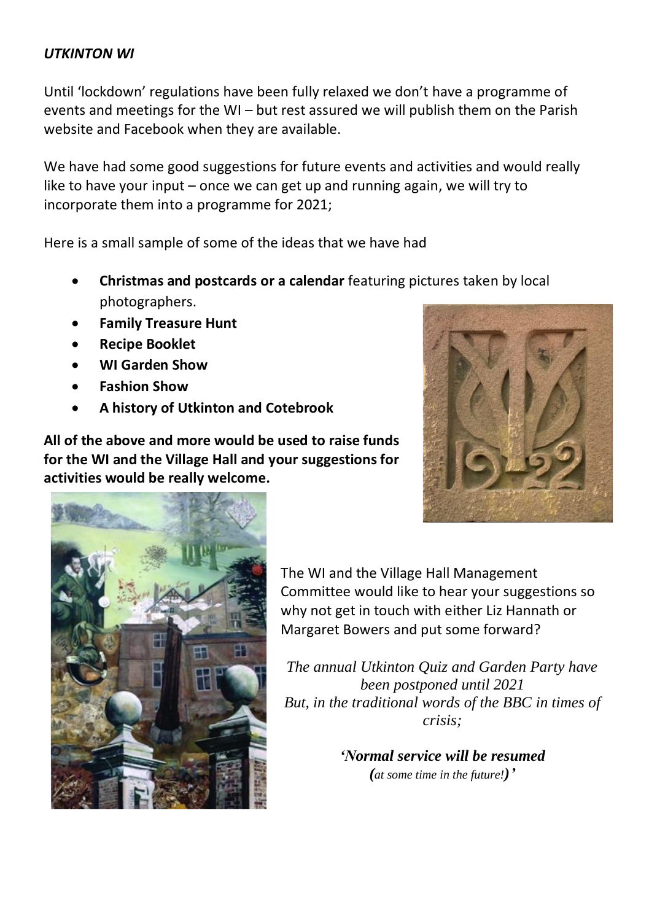***UTKINTON WI***

Until 'lockdown' regulations have been fully relaxed we don't have a programme of events and meetings for the WI – but rest assured we will publish them on the Parish website and Facebook when they are available.

We have had some good suggestions for future events and activities and would really like to have your input – once we can get up and running again, we will try to incorporate them into a programme for 2021;

Here is a small sample of some of the ideas that we have had

- **Christmas and postcards or a calendar** featuring pictures taken by local photographers.
- **Family Treasure Hunt**
- **Recipe Booklet**
- **WI Garden Show**
- **Fashion Show**
- **A history of Utkinton and Cotebrook**

**All of the above and more would be used to raise funds for the WI and the Village Hall and your suggestions for activities would be really welcome.**

The WI and the Village Hall Management Committee would like to hear your suggestions so why not get in touch with either Liz Hannath or Margaret Bowers and put some forward?

*The annual Utkinton Quiz and Garden Party have been postponed until 2021*
*But, in the traditional words of the BBC in times of crisis;*

***'Normal service will be resumed***
***(****at some time in the future!****)'***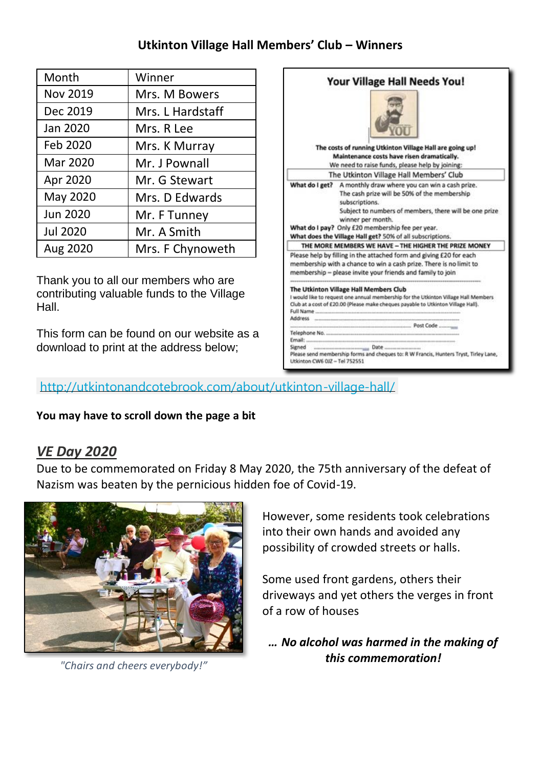**Utkinton Village Hall Members' Club – Winners**

| Month | Winner |
|---|---|
| Nov 2019 | Mrs. M Bowers |
| Dec 2019 | Mrs. L Hardstaff |
| Jan 2020 | Mrs. R Lee |
| Feb 2020 | Mrs. K Murray |
| Mar 2020 | Mr. J Pownall |
| Apr 2020 | Mr. G Stewart |
| May 2020 | Mrs. D Edwards |
| Jun 2020 | Mr. F Tunney |
| Jul 2020 | Mr. A Smith |
| Aug 2020 | Mrs. F Chynoweth |

Thank you to all our members who are contributing valuable funds to the Village Hall.

This form can be found on our website as a download to print at the address below;

**Your Village Hall Needs You!**

**The costs of running Utkinton Village Hall are going up! Maintenance costs have risen dramatically.**
We need to raise funds, please help by joining:

The Utkinton Village Hall Members' Club

**What do I get?** A monthly draw where you can win a cash prize. The cash prize will be 50% of the membership subscriptions. Subject to numbers of members, there will be one prize winner per month.

**What do I pay?** Only £20 membership fee per year.

**What does the Village Hall get?** 50% of all subscriptions.

THE MORE MEMBERS WE HAVE – THE HIGHER THE PRIZE MONEY

Please help by filling in the attached form and giving £20 for each membership with a chance to win a cash prize. There is no limit to membership – please invite your friends and family to join

**The Utkinton Village Hall Members Club**
I would like to request one annual membership for the Utkinton Village Hall Members Club at a cost of £20.00 (Please make cheques payable to Utkinton Village Hall).
Full Name ............
Address ............
............ Post Code ............
Telephone No. ............
Email: ............
Signed ............ Date ............
Please send membership forms and cheques to: R W Francis, Hunters Tryst, Tirley Lane, Utkinton CW6 0JZ – Tel 752551

http://utkintonandcotebrook.com/about/utkinton-village-hall/

**You may have to scroll down the page a bit**

## *VE Day 2020*

Due to be commemorated on Friday 8 May 2020, the 75th anniversary of the defeat of Nazism was beaten by the pernicious hidden foe of Covid-19.

*"Chairs and cheers everybody!"*

However, some residents took celebrations into their own hands and avoided any possibility of crowded streets or halls.

Some used front gardens, others their driveways and yet others the verges in front of a row of houses

***… No alcohol was harmed in the making of this commemoration!***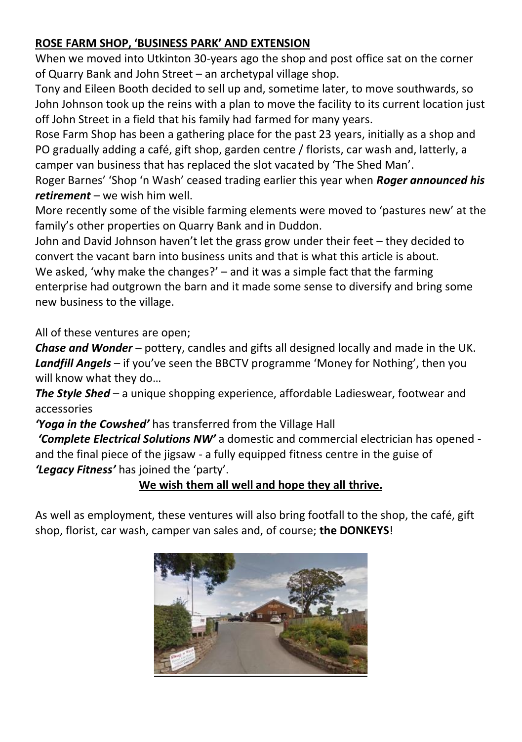**ROSE FARM SHOP, 'BUSINESS PARK' AND EXTENSION**

When we moved into Utkinton 30-years ago the shop and post office sat on the corner of Quarry Bank and John Street – an archetypal village shop.

Tony and Eileen Booth decided to sell up and, sometime later, to move southwards, so John Johnson took up the reins with a plan to move the facility to its current location just off John Street in a field that his family had farmed for many years.

Rose Farm Shop has been a gathering place for the past 23 years, initially as a shop and PO gradually adding a café, gift shop, garden centre / florists, car wash and, latterly, a camper van business that has replaced the slot vacated by 'The Shed Man'.

Roger Barnes' 'Shop 'n Wash' ceased trading earlier this year when ***Roger announced his retirement*** – we wish him well.

More recently some of the visible farming elements were moved to 'pastures new' at the family's other properties on Quarry Bank and in Duddon.

John and David Johnson haven't let the grass grow under their feet – they decided to convert the vacant barn into business units and that is what this article is about.

We asked, 'why make the changes?' – and it was a simple fact that the farming enterprise had outgrown the barn and it made some sense to diversify and bring some new business to the village.

All of these ventures are open;

***Chase and Wonder*** – pottery, candles and gifts all designed locally and made in the UK.

***Landfill Angels*** – if you've seen the BBCTV programme 'Money for Nothing', then you will know what they do…

***The Style Shed*** – a unique shopping experience, affordable Ladieswear, footwear and accessories

***'Yoga in the Cowshed'*** has transferred from the Village Hall

***'Complete Electrical Solutions NW'*** a domestic and commercial electrician has opened - and the final piece of the jigsaw - a fully equipped fitness centre in the guise of ***'Legacy Fitness'*** has joined the 'party'.

**We wish them all well and hope they all thrive.**

As well as employment, these ventures will also bring footfall to the shop, the café, gift shop, florist, car wash, camper van sales and, of course; **the DONKEYS**!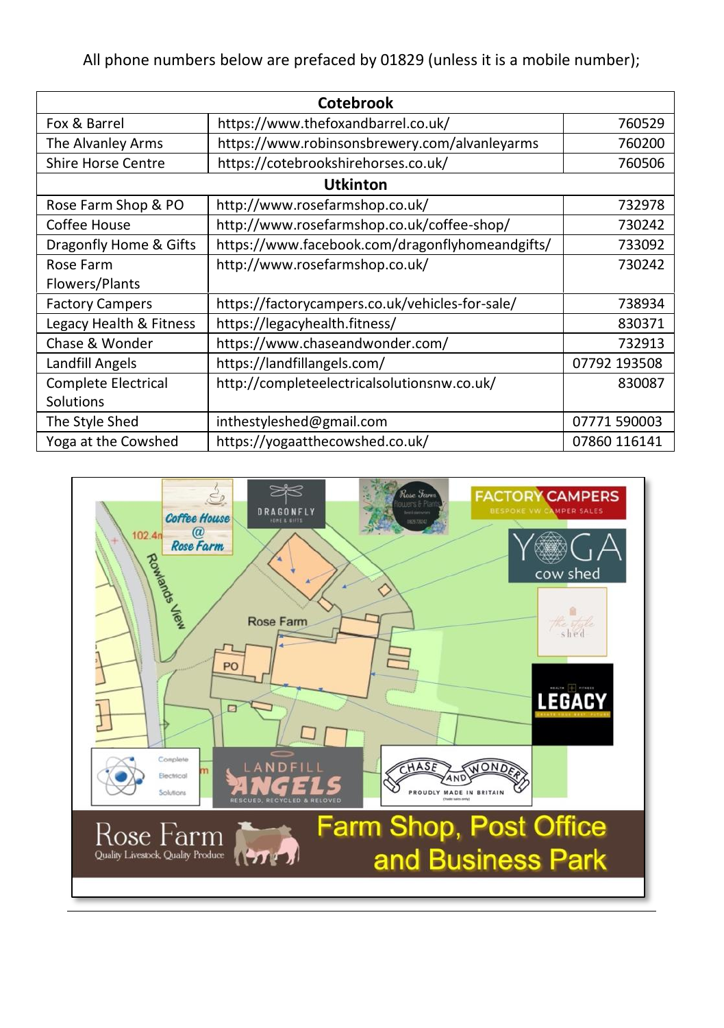All phone numbers below are prefaced by 01829 (unless it is a mobile number);

| Cotebrook | | |
|---|---|---|
| Fox & Barrel | https://www.thefoxandbarrel.co.uk/ | 760529 |
| The Alvanley Arms | https://www.robinsonsbrewery.com/alvanleyarms | 760200 |
| Shire Horse Centre | https://cotebrookshirehorses.co.uk/ | 760506 |
| **Utkinton** | | |
| Rose Farm Shop & PO | http://www.rosefarmshop.co.uk/ | 732978 |
| Coffee House | http://www.rosefarmshop.co.uk/coffee-shop/ | 730242 |
| Dragonfly Home & Gifts | https://www.facebook.com/dragonflyhomeandgifts/ | 733092 |
| Rose Farm Flowers/Plants | http://www.rosefarmshop.co.uk/ | 730242 |
| Factory Campers | https://factorycampers.co.uk/vehicles-for-sale/ | 738934 |
| Legacy Health & Fitness | https://legacyhealth.fitness/ | 830371 |
| Chase & Wonder | https://www.chaseandwonder.com/ | 732913 |
| Landfill Angels | https://landfillangels.com/ | 07792 193508 |
| Complete Electrical Solutions | http://completeelectricalsolutionsnw.co.uk/ | 830087 |
| The Style Shed | inthestyleshed@gmail.com | 07771 590003 |
| Yoga at the Cowshed | https://yogaatthecowshed.co.uk/ | 07860 116141 |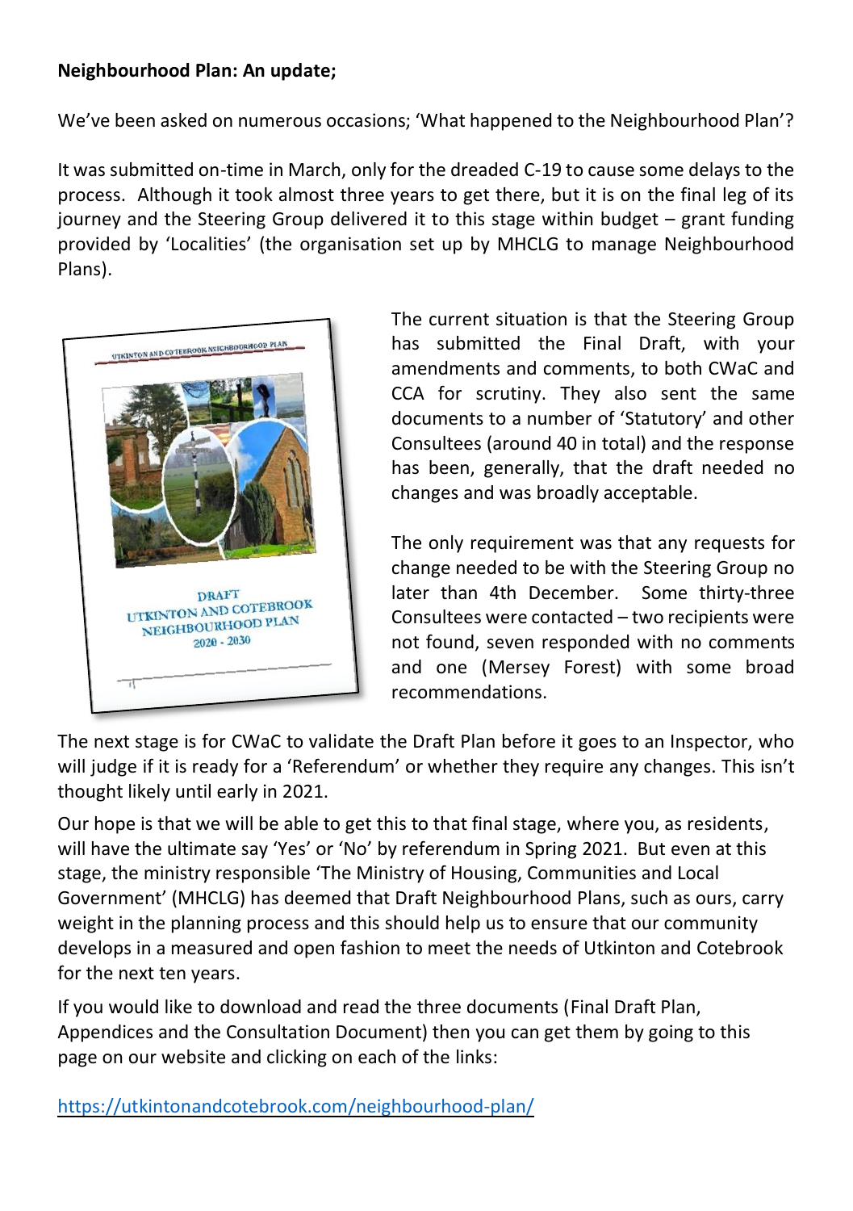**Neighbourhood Plan: An update;**

We've been asked on numerous occasions; 'What happened to the Neighbourhood Plan'?

It was submitted on-time in March, only for the dreaded C-19 to cause some delays to the process. Although it took almost three years to get there, but it is on the final leg of its journey and the Steering Group delivered it to this stage within budget – grant funding provided by 'Localities' (the organisation set up by MHCLG to manage Neighbourhood Plans).

The current situation is that the Steering Group has submitted the Final Draft, with your amendments and comments, to both CWaC and CCA for scrutiny. They also sent the same documents to a number of 'Statutory' and other Consultees (around 40 in total) and the response has been, generally, that the draft needed no changes and was broadly acceptable.

The only requirement was that any requests for change needed to be with the Steering Group no later than 4th December. Some thirty-three Consultees were contacted – two recipients were not found, seven responded with no comments and one (Mersey Forest) with some broad recommendations.

The next stage is for CWaC to validate the Draft Plan before it goes to an Inspector, who will judge if it is ready for a 'Referendum' or whether they require any changes. This isn't thought likely until early in 2021.

Our hope is that we will be able to get this to that final stage, where you, as residents, will have the ultimate say 'Yes' or 'No' by referendum in Spring 2021. But even at this stage, the ministry responsible 'The Ministry of Housing, Communities and Local Government' (MHCLG) has deemed that Draft Neighbourhood Plans, such as ours, carry weight in the planning process and this should help us to ensure that our community develops in a measured and open fashion to meet the needs of Utkinton and Cotebrook for the next ten years.

If you would like to download and read the three documents (Final Draft Plan, Appendices and the Consultation Document) then you can get them by going to this page on our website and clicking on each of the links:

https://utkintonandcotebrook.com/neighbourhood-plan/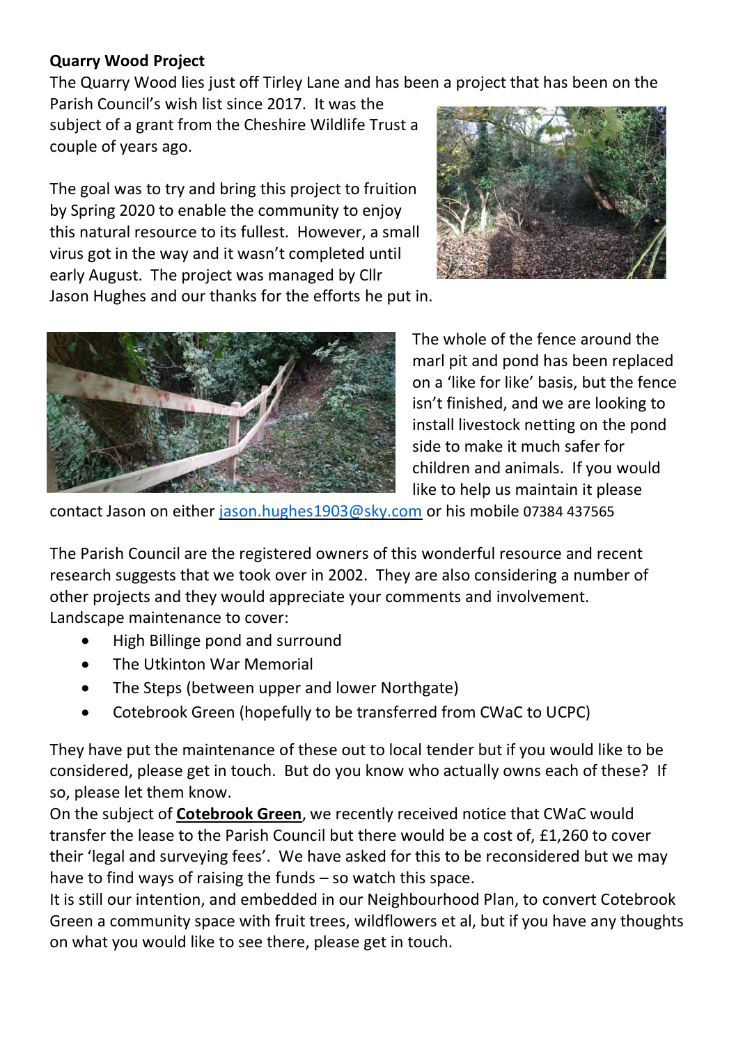**Quarry Wood Project**

The Quarry Wood lies just off Tirley Lane and has been a project that has been on the Parish Council's wish list since 2017. It was the subject of a grant from the Cheshire Wildlife Trust a couple of years ago.

The goal was to try and bring this project to fruition by Spring 2020 to enable the community to enjoy this natural resource to its fullest. However, a small virus got in the way and it wasn't completed until early August. The project was managed by Cllr Jason Hughes and our thanks for the efforts he put in.

The whole of the fence around the marl pit and pond has been replaced on a 'like for like' basis, but the fence isn't finished, and we are looking to install livestock netting on the pond side to make it much safer for children and animals. If you would like to help us maintain it please contact Jason on either [jason.hughes1903@sky.com](mailto:jason.hughes1903@sky.com) or his mobile 07384 437565

The Parish Council are the registered owners of this wonderful resource and recent research suggests that we took over in 2002. They are also considering a number of other projects and they would appreciate your comments and involvement. Landscape maintenance to cover:

- High Billinge pond and surround
- The Utkinton War Memorial
- The Steps (between upper and lower Northgate)
- Cotebrook Green (hopefully to be transferred from CWaC to UCPC)

They have put the maintenance of these out to local tender but if you would like to be considered, please get in touch. But do you know who actually owns each of these? If so, please let them know.

On the subject of **Cotebrook Green**, we recently received notice that CWaC would transfer the lease to the Parish Council but there would be a cost of, £1,260 to cover their 'legal and surveying fees'. We have asked for this to be reconsidered but we may have to find ways of raising the funds – so watch this space.

It is still our intention, and embedded in our Neighbourhood Plan, to convert Cotebrook Green a community space with fruit trees, wildflowers et al, but if you have any thoughts on what you would like to see there, please get in touch.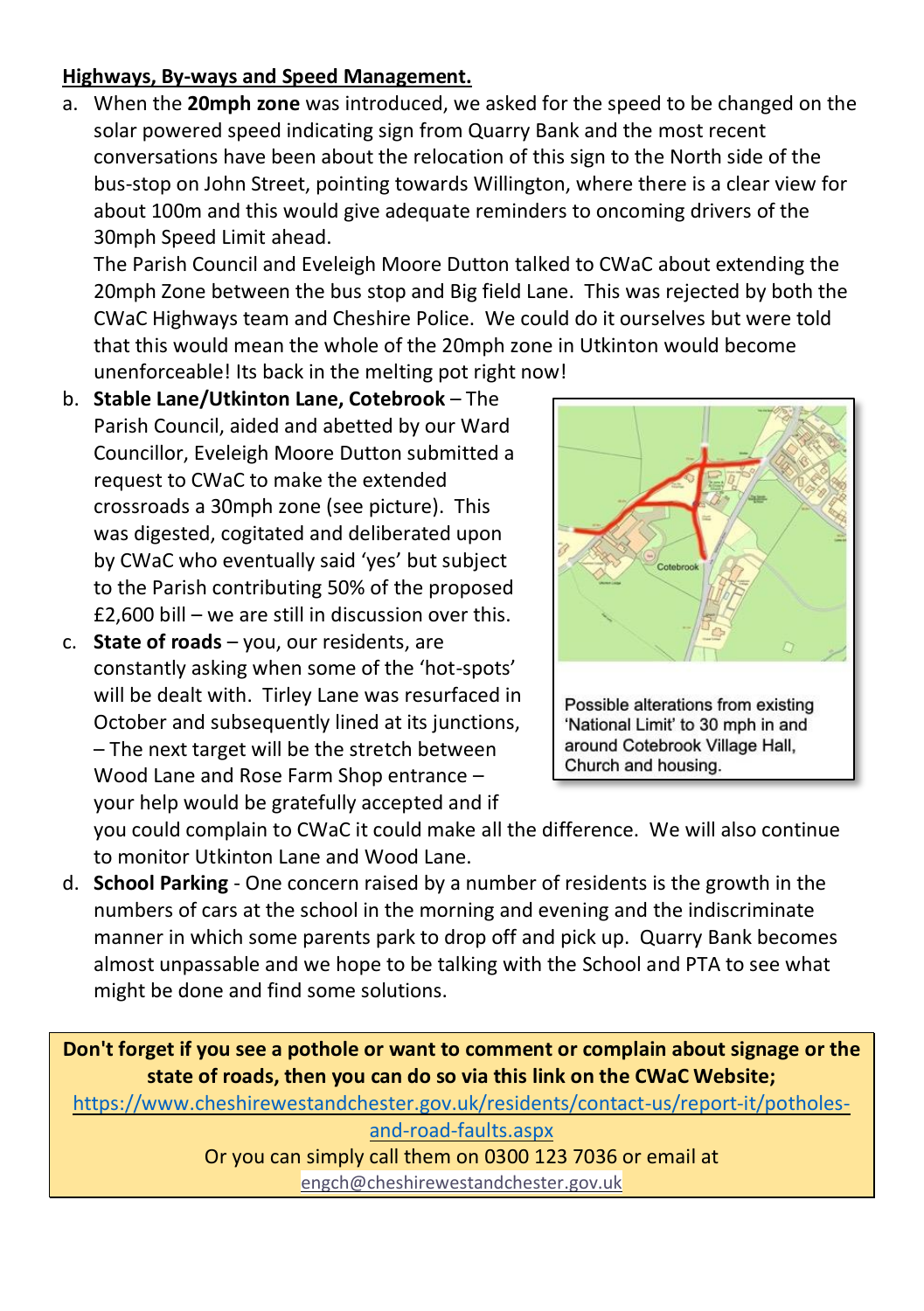**Highways, By-ways and Speed Management.**

a. When the **20mph zone** was introduced, we asked for the speed to be changed on the solar powered speed indicating sign from Quarry Bank and the most recent conversations have been about the relocation of this sign to the North side of the bus-stop on John Street, pointing towards Willington, where there is a clear view for about 100m and this would give adequate reminders to oncoming drivers of the 30mph Speed Limit ahead.

   The Parish Council and Eveleigh Moore Dutton talked to CWaC about extending the 20mph Zone between the bus stop and Big field Lane. This was rejected by both the CWaC Highways team and Cheshire Police. We could do it ourselves but were told that this would mean the whole of the 20mph zone in Utkinton would become unenforceable! Its back in the melting pot right now!

b. **Stable Lane/Utkinton Lane, Cotebrook** – The Parish Council, aided and abetted by our Ward Councillor, Eveleigh Moore Dutton submitted a request to CWaC to make the extended crossroads a 30mph zone (see picture). This was digested, cogitated and deliberated upon by CWaC who eventually said 'yes' but subject to the Parish contributing 50% of the proposed £2,600 bill – we are still in discussion over this.

   Possible alterations from existing 'National Limit' to 30 mph in and around Cotebrook Village Hall, Church and housing.

c. **State of roads** – you, our residents, are constantly asking when some of the 'hot-spots' will be dealt with. Tirley Lane was resurfaced in October and subsequently lined at its junctions, – The next target will be the stretch between Wood Lane and Rose Farm Shop entrance – your help would be gratefully accepted and if you could complain to CWaC it could make all the difference. We will also continue to monitor Utkinton Lane and Wood Lane.

d. **School Parking** - One concern raised by a number of residents is the growth in the numbers of cars at the school in the morning and evening and the indiscriminate manner in which some parents park to drop off and pick up. Quarry Bank becomes almost unpassable and we hope to be talking with the School and PTA to see what might be done and find some solutions.

**Don't forget if you see a pothole or want to comment or complain about signage or the state of roads, then you can do so via this link on the CWaC Website;**

https://www.cheshirewestandchester.gov.uk/residents/contact-us/report-it/potholes-and-road-faults.aspx

Or you can simply call them on 0300 123 7036 or email at engch@cheshirewestandchester.gov.uk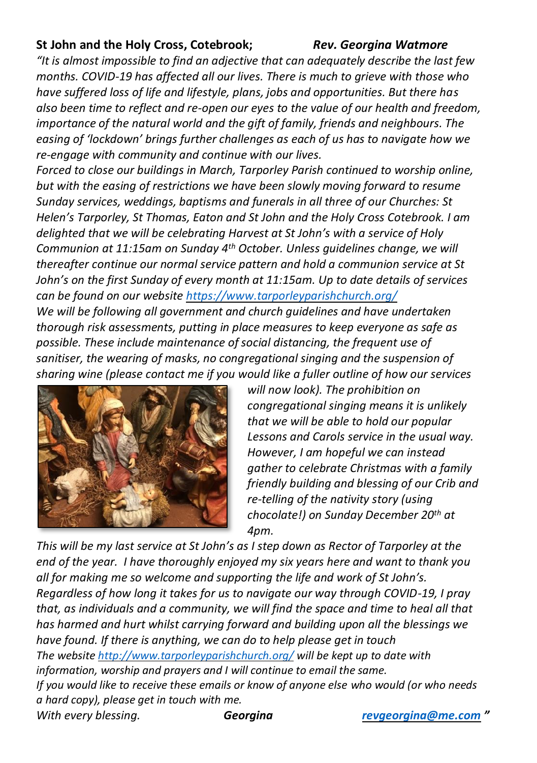**St John and the Holy Cross, Cotebrook;** ***Rev. Georgina Watmore***

*"It is almost impossible to find an adjective that can adequately describe the last few months. COVID-19 has affected all our lives. There is much to grieve with those who have suffered loss of life and lifestyle, plans, jobs and opportunities. But there has also been time to reflect and re-open our eyes to the value of our health and freedom, importance of the natural world and the gift of family, friends and neighbours. The easing of 'lockdown' brings further challenges as each of us has to navigate how we re-engage with community and continue with our lives.*

*Forced to close our buildings in March, Tarporley Parish continued to worship online, but with the easing of restrictions we have been slowly moving forward to resume Sunday services, weddings, baptisms and funerals in all three of our Churches: St Helen's Tarporley, St Thomas, Eaton and St John and the Holy Cross Cotebrook. I am delighted that we will be celebrating Harvest at St John's with a service of Holy Communion at 11:15am on Sunday 4th October. Unless guidelines change, we will thereafter continue our normal service pattern and hold a communion service at St John's on the first Sunday of every month at 11:15am. Up to date details of services can be found on our website [https://www.tarporleyparishchurch.org/](https://www.tarporleyparishchurch.org/)*

*We will be following all government and church guidelines and have undertaken thorough risk assessments, putting in place measures to keep everyone as safe as possible. These include maintenance of social distancing, the frequent use of sanitiser, the wearing of masks, no congregational singing and the suspension of sharing wine (please contact me if you would like a fuller outline of how our services will now look). The prohibition on congregational singing means it is unlikely that we will be able to hold our popular Lessons and Carols service in the usual way. However, I am hopeful we can instead gather to celebrate Christmas with a family friendly building and blessing of our Crib and re-telling of the nativity story (using chocolate!) on Sunday December 20th at 4pm.*

*This will be my last service at St John's as I step down as Rector of Tarporley at the end of the year. I have thoroughly enjoyed my six years here and want to thank you all for making me so welcome and supporting the life and work of St John's.*

*Regardless of how long it takes for us to navigate our way through COVID-19, I pray that, as individuals and a community, we will find the space and time to heal all that has harmed and hurt whilst carrying forward and building upon all the blessings we have found. If there is anything, we can do to help please get in touch*

*The website [http://www.tarporleyparishchurch.org/](http://www.tarporleyparishchurch.org/) will be kept up to date with information, worship and prayers and I will continue to email the same.*

*If you would like to receive these emails or know of anyone else who would (or who needs a hard copy), please get in touch with me.*

*With every blessing.* ***Georgina*** *[revgeorgina@me.com](mailto:revgeorgina@me.com)* "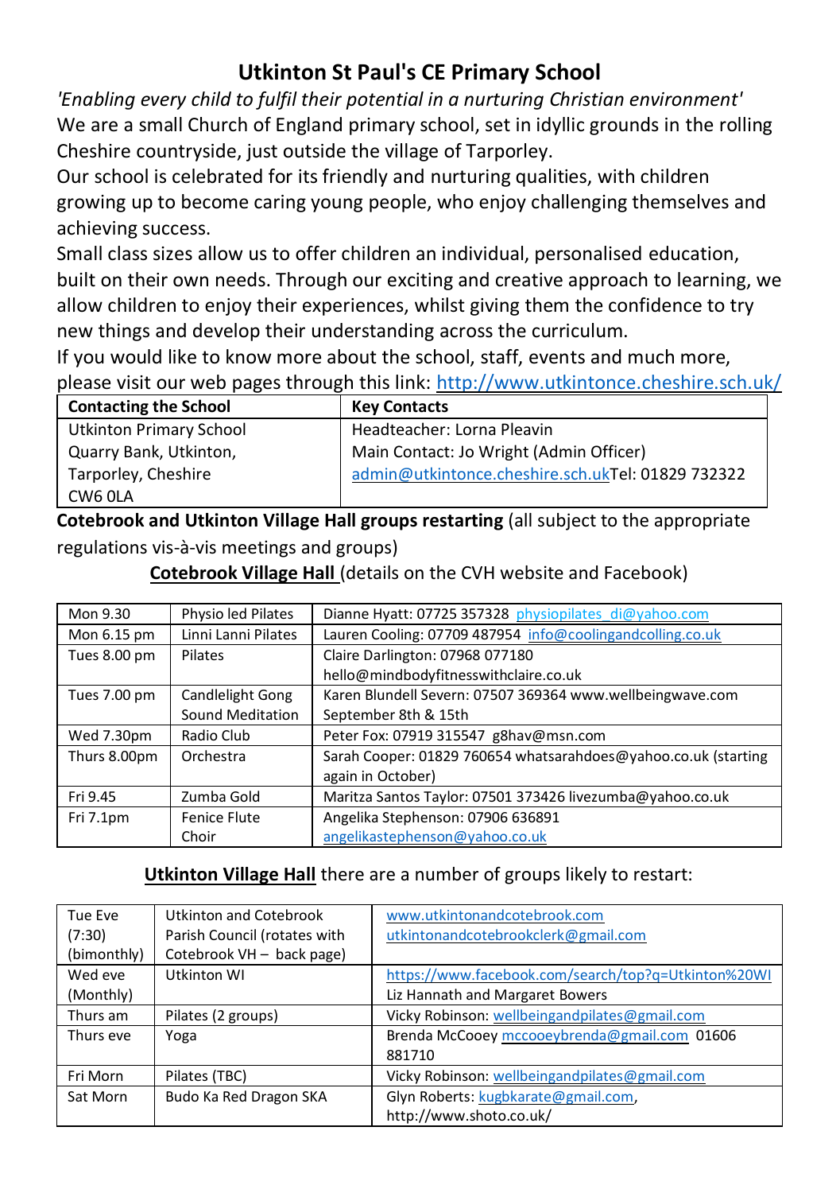# Utkinton St Paul's CE Primary School

*'Enabling every child to fulfil their potential in a nurturing Christian environment'*

We are a small Church of England primary school, set in idyllic grounds in the rolling Cheshire countryside, just outside the village of Tarporley.

Our school is celebrated for its friendly and nurturing qualities, with children growing up to become caring young people, who enjoy challenging themselves and achieving success.

Small class sizes allow us to offer children an individual, personalised education, built on their own needs. Through our exciting and creative approach to learning, we allow children to enjoy their experiences, whilst giving them the confidence to try new things and develop their understanding across the curriculum.

If you would like to know more about the school, staff, events and much more, please visit our web pages through this link: http://www.utkintonce.cheshire.sch.uk/

| Contacting the School | Key Contacts |
|---|---|
| Utkinton Primary School<br>Quarry Bank, Utkinton,<br>Tarporley, Cheshire<br>CW6 0LA | Headteacher: Lorna Pleavin<br>Main Contact: Jo Wright (Admin Officer)<br>admin@utkintonce.cheshire.sch.ukTel: 01829 732322 |

**Cotebrook and Utkinton Village Hall groups restarting** (all subject to the appropriate regulations vis-à-vis meetings and groups)

**Cotebrook Village Hall** (details on the CVH website and Facebook)

| | | |
|---|---|---|
| Mon 9.30 | Physio led Pilates | Dianne Hyatt: 07725 357328 physiopilates_di@yahoo.com |
| Mon 6.15 pm | Linni Lanni Pilates | Lauren Cooling: 07709 487954 info@coolingandcolling.co.uk |
| Tues 8.00 pm | Pilates | Claire Darlington: 07968 077180<br>hello@mindbodyfitnesswithclaire.co.uk |
| Tues 7.00 pm | Candlelight Gong Sound Meditation | Karen Blundell Severn: 07507 369364 www.wellbeingwave.com<br>September 8th & 15th |
| Wed 7.30pm | Radio Club | Peter Fox: 07919 315547 g8hav@msn.com |
| Thurs 8.00pm | Orchestra | Sarah Cooper: 01829 760654 whatsarahdoes@yahoo.co.uk (starting again in October) |
| Fri 9.45 | Zumba Gold | Maritza Santos Taylor: 07501 373426 livezumba@yahoo.co.uk |
| Fri 7.1pm | Fenice Flute Choir | Angelika Stephenson: 07906 636891<br>angelikastephenson@yahoo.co.uk |

**Utkinton Village Hall** there are a number of groups likely to restart:

| | | |
|---|---|---|
| Tue Eve (7:30) (bimonthly) | Utkinton and Cotebrook Parish Council (rotates with Cotebrook VH – back page) | www.utkintonandcotebrook.com<br>utkintonandcotebrookclerk@gmail.com |
| Wed eve (Monthly) | Utkinton WI | https://www.facebook.com/search/top?q=Utkinton%20WI<br>Liz Hannath and Margaret Bowers |
| Thurs am | Pilates (2 groups) | Vicky Robinson: wellbeingandpilates@gmail.com |
| Thurs eve | Yoga | Brenda McCooey mccooeybrenda@gmail.com 01606 881710 |
| Fri Morn | Pilates (TBC) | Vicky Robinson: wellbeingandpilates@gmail.com |
| Sat Morn | Budo Ka Red Dragon SKA | Glyn Roberts: kugbkarate@gmail.com,<br>http://www.shoto.co.uk/ |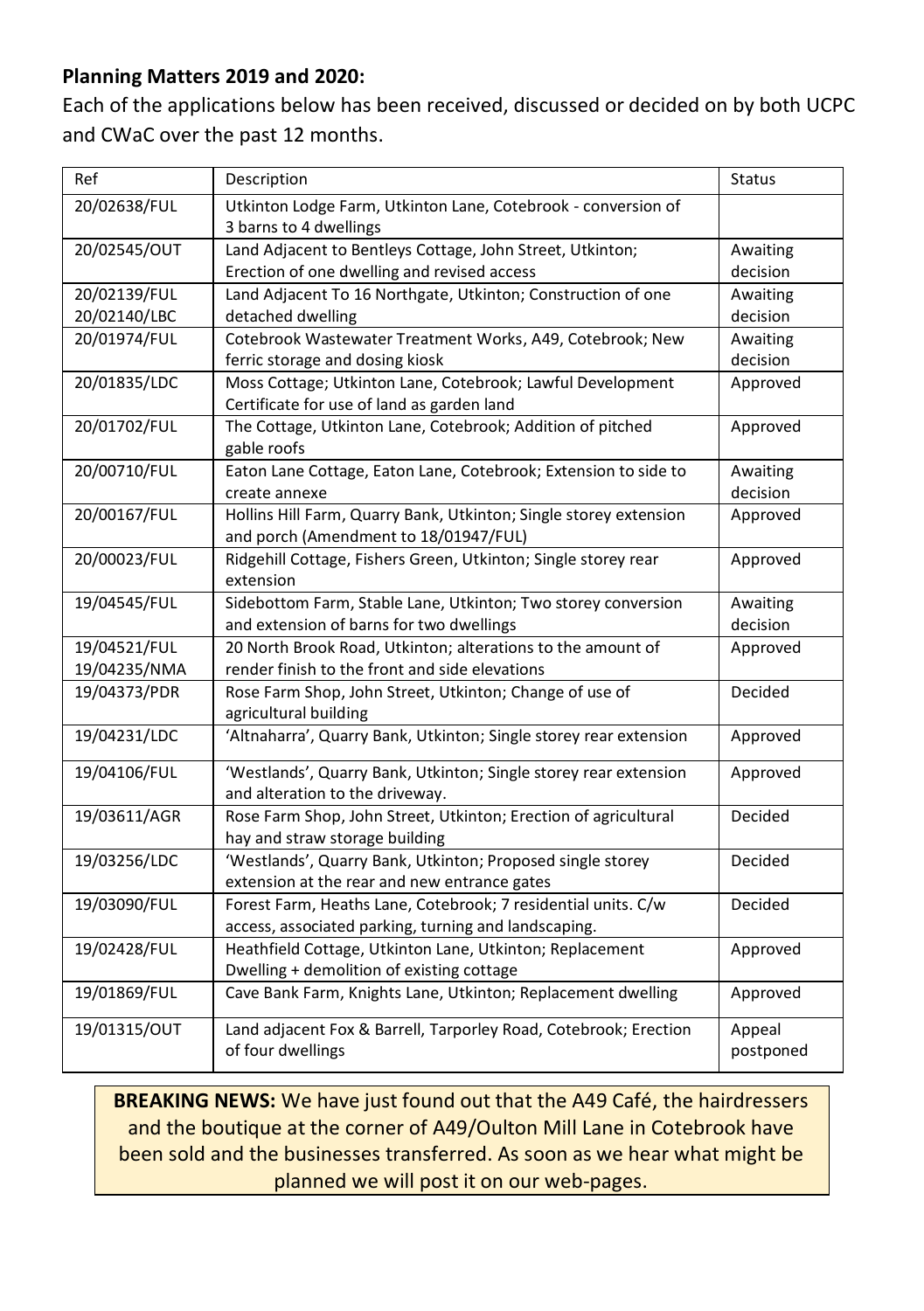**Planning Matters 2019 and 2020:**

Each of the applications below has been received, discussed or decided on by both UCPC and CWaC over the past 12 months.

| Ref | Description | Status |
|---|---|---|
| 20/02638/FUL | Utkinton Lodge Farm, Utkinton Lane, Cotebrook - conversion of 3 barns to 4 dwellings | |
| 20/02545/OUT | Land Adjacent to Bentleys Cottage, John Street, Utkinton; Erection of one dwelling and revised access | Awaiting decision |
| 20/02139/FUL 20/02140/LBC | Land Adjacent To 16 Northgate, Utkinton; Construction of one detached dwelling | Awaiting decision |
| 20/01974/FUL | Cotebrook Wastewater Treatment Works, A49, Cotebrook; New ferric storage and dosing kiosk | Awaiting decision |
| 20/01835/LDC | Moss Cottage; Utkinton Lane, Cotebrook; Lawful Development Certificate for use of land as garden land | Approved |
| 20/01702/FUL | The Cottage, Utkinton Lane, Cotebrook; Addition of pitched gable roofs | Approved |
| 20/00710/FUL | Eaton Lane Cottage, Eaton Lane, Cotebrook; Extension to side to create annexe | Awaiting decision |
| 20/00167/FUL | Hollins Hill Farm, Quarry Bank, Utkinton; Single storey extension and porch (Amendment to 18/01947/FUL) | Approved |
| 20/00023/FUL | Ridgehill Cottage, Fishers Green, Utkinton; Single storey rear extension | Approved |
| 19/04545/FUL | Sidebottom Farm, Stable Lane, Utkinton; Two storey conversion and extension of barns for two dwellings | Awaiting decision |
| 19/04521/FUL 19/04235/NMA | 20 North Brook Road, Utkinton; alterations to the amount of render finish to the front and side elevations | Approved |
| 19/04373/PDR | Rose Farm Shop, John Street, Utkinton; Change of use of agricultural building | Decided |
| 19/04231/LDC | 'Altnaharra', Quarry Bank, Utkinton; Single storey rear extension | Approved |
| 19/04106/FUL | 'Westlands', Quarry Bank, Utkinton; Single storey rear extension and alteration to the driveway. | Approved |
| 19/03611/AGR | Rose Farm Shop, John Street, Utkinton; Erection of agricultural hay and straw storage building | Decided |
| 19/03256/LDC | 'Westlands', Quarry Bank, Utkinton; Proposed single storey extension at the rear and new entrance gates | Decided |
| 19/03090/FUL | Forest Farm, Heaths Lane, Cotebrook; 7 residential units. C/w access, associated parking, turning and landscaping. | Decided |
| 19/02428/FUL | Heathfield Cottage, Utkinton Lane, Utkinton; Replacement Dwelling + demolition of existing cottage | Approved |
| 19/01869/FUL | Cave Bank Farm, Knights Lane, Utkinton; Replacement dwelling | Approved |
| 19/01315/OUT | Land adjacent Fox & Barrell, Tarporley Road, Cotebrook; Erection of four dwellings | Appeal postponed |

**BREAKING NEWS:** We have just found out that the A49 Café, the hairdressers and the boutique at the corner of A49/Oulton Mill Lane in Cotebrook have been sold and the businesses transferred. As soon as we hear what might be planned we will post it on our web-pages.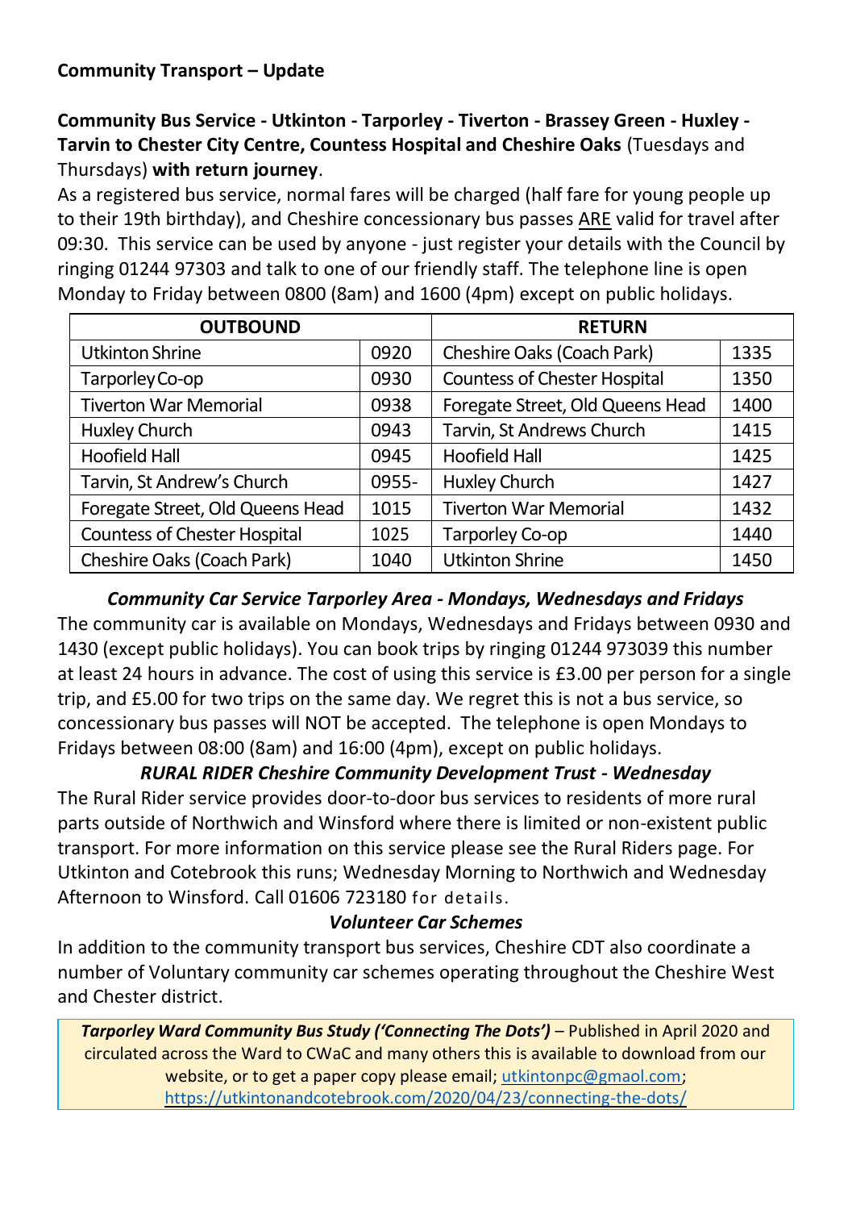**Community Transport – Update**

**Community Bus Service - Utkinton - Tarporley - Tiverton - Brassey Green - Huxley - Tarvin to Chester City Centre, Countess Hospital and Cheshire Oaks** (Tuesdays and Thursdays) **with return journey**.

As a registered bus service, normal fares will be charged (half fare for young people up to their 19th birthday), and Cheshire concessionary bus passes ARE valid for travel after 09:30. This service can be used by anyone - just register your details with the Council by ringing 01244 97303 and talk to one of our friendly staff. The telephone line is open Monday to Friday between 0800 (8am) and 1600 (4pm) except on public holidays.

| OUTBOUND | | RETURN | |
|---|---|---|---|
| Utkinton Shrine | 0920 | Cheshire Oaks (Coach Park) | 1335 |
| Tarporley Co-op | 0930 | Countess of Chester Hospital | 1350 |
| Tiverton War Memorial | 0938 | Foregate Street, Old Queens Head | 1400 |
| Huxley Church | 0943 | Tarvin, St Andrews Church | 1415 |
| Hoofield Hall | 0945 | Hoofield Hall | 1425 |
| Tarvin, St Andrew's Church | 0955- | Huxley Church | 1427 |
| Foregate Street, Old Queens Head | 1015 | Tiverton War Memorial | 1432 |
| Countess of Chester Hospital | 1025 | Tarporley Co-op | 1440 |
| Cheshire Oaks (Coach Park) | 1040 | Utkinton Shrine | 1450 |

***Community Car Service Tarporley Area - Mondays, Wednesdays and Fridays***

The community car is available on Mondays, Wednesdays and Fridays between 0930 and 1430 (except public holidays). You can book trips by ringing 01244 973039 this number at least 24 hours in advance. The cost of using this service is £3.00 per person for a single trip, and £5.00 for two trips on the same day. We regret this is not a bus service, so concessionary bus passes will NOT be accepted. The telephone is open Mondays to Fridays between 08:00 (8am) and 16:00 (4pm), except on public holidays.

***RURAL RIDER Cheshire Community Development Trust - Wednesday***

The Rural Rider service provides door-to-door bus services to residents of more rural parts outside of Northwich and Winsford where there is limited or non-existent public transport. For more information on this service please see the Rural Riders page. For Utkinton and Cotebrook this runs; Wednesday Morning to Northwich and Wednesday Afternoon to Winsford. Call 01606 723180 for details.

***Volunteer Car Schemes***

In addition to the community transport bus services, Cheshire CDT also coordinate a number of Voluntary community car schemes operating throughout the Cheshire West and Chester district.

***Tarporley Ward Community Bus Study ('Connecting The Dots')*** – Published in April 2020 and circulated across the Ward to CWaC and many others this is available to download from our website, or to get a paper copy please email; utkintonpc@gmaol.com; https://utkintonandcotebrook.com/2020/04/23/connecting-the-dots/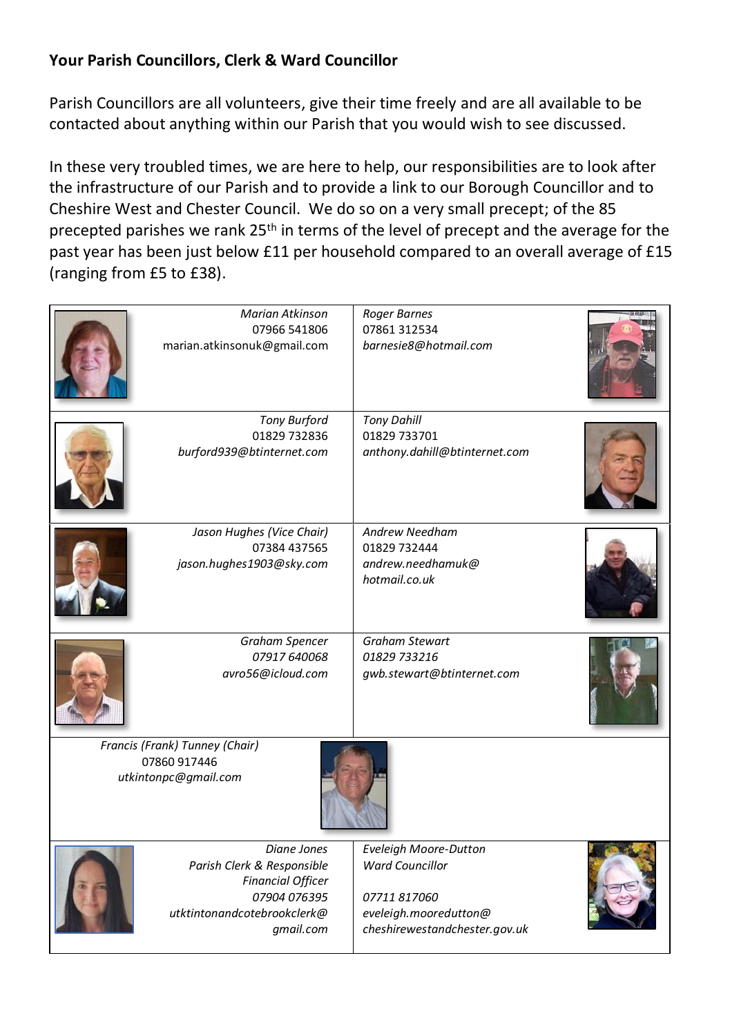**Your Parish Councillors, Clerk & Ward Councillor**

Parish Councillors are all volunteers, give their time freely and are all available to be contacted about anything within our Parish that you would wish to see discussed.

In these very troubled times, we are here to help, our responsibilities are to look after the infrastructure of our Parish and to provide a link to our Borough Councillor and to Cheshire West and Chester Council. We do so on a very small precept; of the 85 precepted parishes we rank 25th in terms of the level of precept and the average for the past year has been just below £11 per household compared to an overall average of £15 (ranging from £5 to £38).

| | |
|---|---|
| *Marian Atkinson*<br>07966 541806<br>marian.atkinsonuk@gmail.com | *Roger Barnes*<br>07861 312534<br>*barnesie8@hotmail.com* |
| *Tony Burford*<br>01829 732836<br>*burford939@btinternet.com* | *Tony Dahill*<br>01829 733701<br>*anthony.dahill@btinternet.com* |
| *Jason Hughes (Vice Chair)*<br>07384 437565<br>*jason.hughes1903@sky.com* | *Andrew Needham*<br>01829 732444<br>*andrew.needhamuk@hotmail.co.uk* |
| *Graham Spencer*<br>*07917 640068*<br>*avro56@icloud.com* | *Graham Stewart*<br>*01829 733216*<br>*gwb.stewart@btinternet.com* |
| *Francis (Frank) Tunney (Chair)*<br>07860 917446<br>*utkintonpc@gmail.com* | |
| *Diane Jones*<br>*Parish Clerk & Responsible Financial Officer*<br>*07904 076395*<br>*utktintonandcotebrookclerk@gmail.com* | *Eveleigh Moore-Dutton*<br>*Ward Councillor*<br>*07711 817060*<br>*eveleigh.mooredutton@cheshirewestandchester.gov.uk* |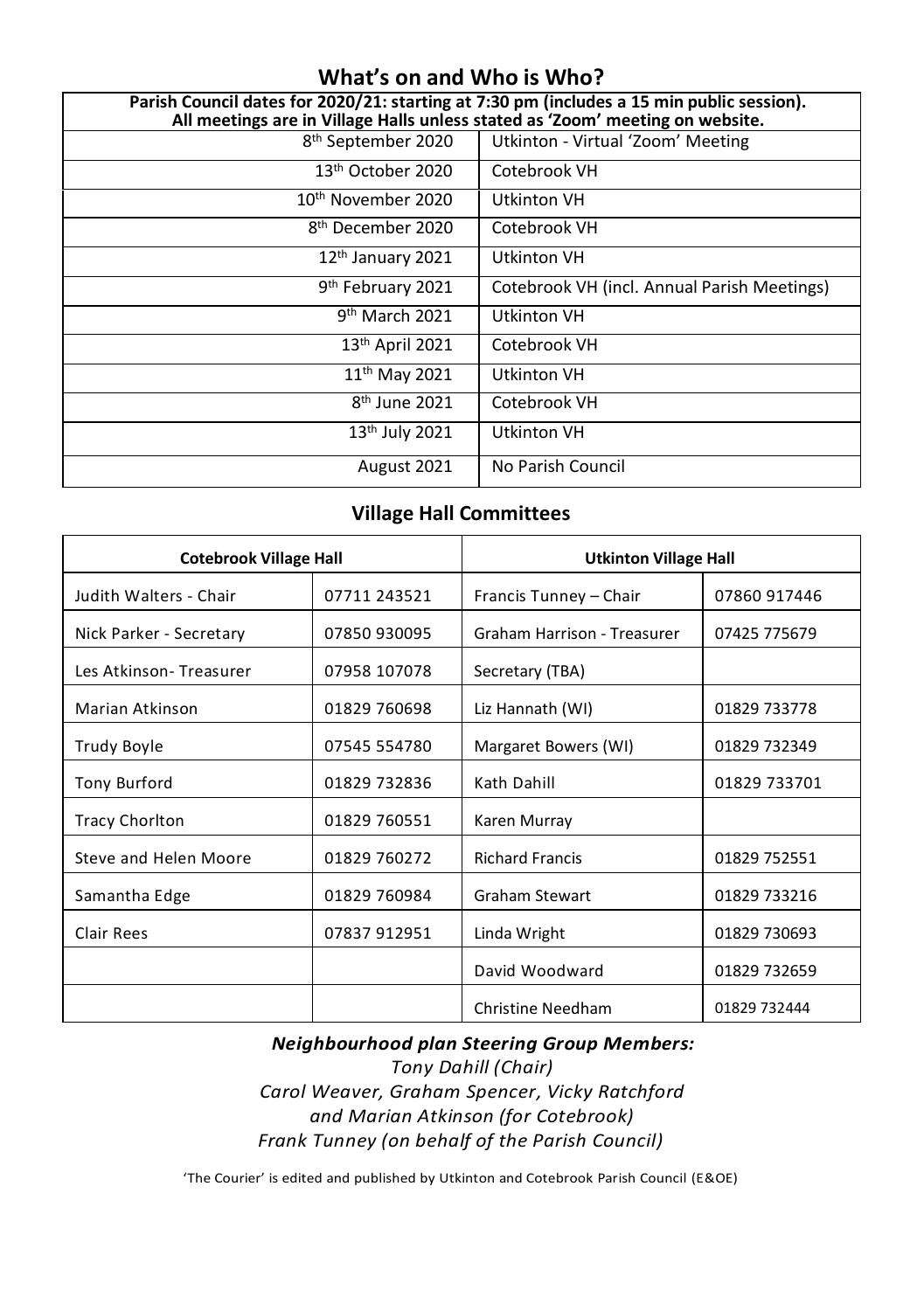# What's on and Who is Who?

| Parish Council dates for 2020/21: starting at 7:30 pm (includes a 15 min public session). All meetings are in Village Halls unless stated as 'Zoom' meeting on website. | |
|---|---|
| 8th September 2020 | Utkinton - Virtual 'Zoom' Meeting |
| 13th October 2020 | Cotebrook VH |
| 10th November 2020 | Utkinton VH |
| 8th December 2020 | Cotebrook VH |
| 12th January 2021 | Utkinton VH |
| 9th February 2021 | Cotebrook VH (incl. Annual Parish Meetings) |
| 9th March 2021 | Utkinton VH |
| 13th April 2021 | Cotebrook VH |
| 11th May 2021 | Utkinton VH |
| 8th June 2021 | Cotebrook VH |
| 13th July 2021 | Utkinton VH |
| August 2021 | No Parish Council |

## Village Hall Committees

| Cotebrook Village Hall | | Utkinton Village Hall | |
|---|---|---|---|
| Judith Walters - Chair | 07711 243521 | Francis Tunney – Chair | 07860 917446 |
| Nick Parker - Secretary | 07850 930095 | Graham Harrison - Treasurer | 07425 775679 |
| Les Atkinson- Treasurer | 07958 107078 | Secretary (TBA) | |
| Marian Atkinson | 01829 760698 | Liz Hannath (WI) | 01829 733778 |
| Trudy Boyle | 07545 554780 | Margaret Bowers (WI) | 01829 732349 |
| Tony Burford | 01829 732836 | Kath Dahill | 01829 733701 |
| Tracy Chorlton | 01829 760551 | Karen Murray | |
| Steve and Helen Moore | 01829 760272 | Richard Francis | 01829 752551 |
| Samantha Edge | 01829 760984 | Graham Stewart | 01829 733216 |
| Clair Rees | 07837 912951 | Linda Wright | 01829 730693 |
| | | David Woodward | 01829 732659 |
| | | Christine Needham | 01829 732444 |

***Neighbourhood plan Steering Group Members:***

*Tony Dahill (Chair)*
*Carol Weaver, Graham Spencer, Vicky Ratchford*
*and Marian Atkinson (for Cotebrook)*
*Frank Tunney (on behalf of the Parish Council)*

'The Courier' is edited and published by Utkinton and Cotebrook Parish Council (E&OE)